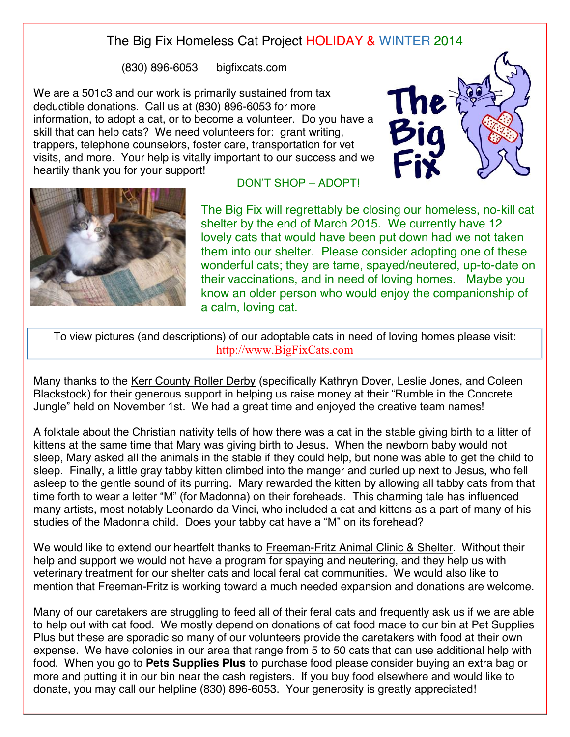# The Big Fix Homeless Cat Project HOLIDAY & WINTER 2014

(830) 896-6053 bigfixcats.com

We are a 501c3 and our work is primarily sustained from tax deductible donations. Call us at (830) 896-6053 for more information, to adopt a cat, or to become a volunteer. Do you have a skill that can help cats? We need volunteers for: grant writing, trappers, telephone counselors, foster care, transportation for vet visits, and more. Your help is vitally important to our success and we heartily thank you for your support!

DON'T SHOP – ADOPT!

The Big Fix will regrettably be closing our homeless, no-kill cat shelter by the end of March 2015. We currently have 12 lovely cats that would have been put down had we not taken them into our shelter. Please consider adopting one of these wonderful cats; they are tame, spayed/neutered, up-to-date on their vaccinations, and in need of loving homes. Maybe you know an older person who would enjoy the companionship of a calm, loving cat.

To view pictures (and descriptions) of our adoptable cats in need of loving homes please visit: http://www.BigFixCats.com

Many thanks to the Kerr County Roller Derby (specifically Kathryn Dover, Leslie Jones, and Coleen Blackstock) for their generous support in helping us raise money at their "Rumble in the Concrete Jungle" held on November 1st. We had a great time and enjoyed the creative team names!

A folktale about the Christian nativity tells of how there was a cat in the stable giving birth to a litter of kittens at the same time that Mary was giving birth to Jesus. When the newborn baby would not sleep, Mary asked all the animals in the stable if they could help, but none was able to get the child to sleep. Finally, a little gray tabby kitten climbed into the manger and curled up next to Jesus, who fell asleep to the gentle sound of its purring. Mary rewarded the kitten by allowing all tabby cats from that time forth to wear a letter "M" (for Madonna) on their foreheads. This charming tale has influenced many artists, most notably Leonardo da Vinci, who included a cat and kittens as a part of many of his studies of the Madonna child. Does your tabby cat have a "M" on its forehead?

We would like to extend our heartfelt thanks to Freeman-Fritz Animal Clinic & Shelter. Without their help and support we would not have a program for spaying and neutering, and they help us with veterinary treatment for our shelter cats and local feral cat communities. We would also like to mention that Freeman-Fritz is working toward a much needed expansion and donations are welcome.

Many of our caretakers are struggling to feed all of their feral cats and frequently ask us if we are able to help out with cat food. We mostly depend on donations of cat food made to our bin at Pet Supplies Plus but these are sporadic so many of our volunteers provide the caretakers with food at their own expense. We have colonies in our area that range from 5 to 50 cats that can use additional help with food. When you go to **Pets Supplies Plus** to purchase food please consider buying an extra bag or more and putting it in our bin near the cash registers. If you buy food elsewhere and would like to donate, you may call our helpline (830) 896-6053. Your generosity is greatly appreciated!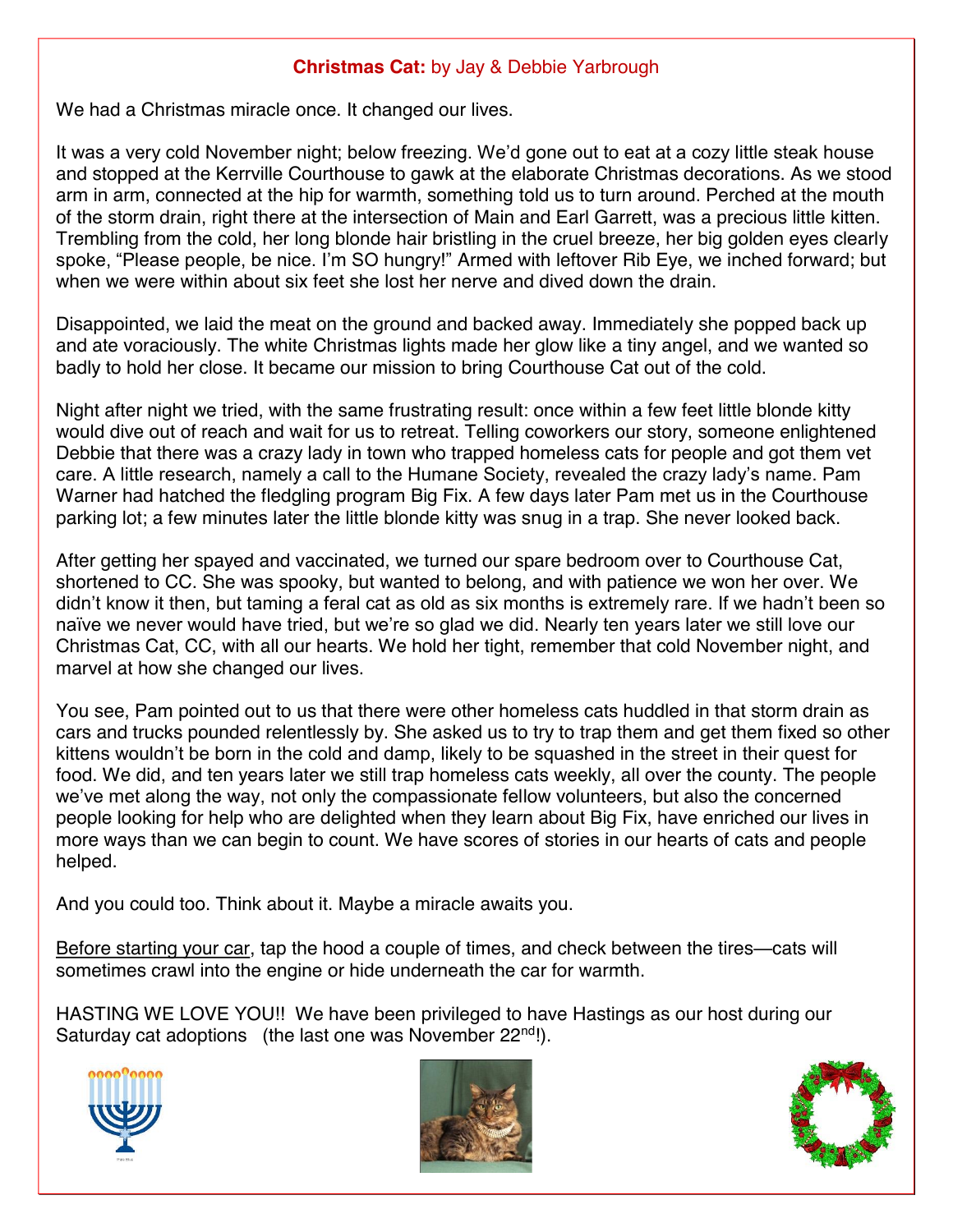**Christmas Cat:** by Jay & Debbie Yarbrough

We had a Christmas miracle once. It changed our lives.

It was a very cold November night; below freezing. We'd gone out to eat at a cozy little steak house and stopped at the Kerrville Courthouse to gawk at the elaborate Christmas decorations. As we stood arm in arm, connected at the hip for warmth, something told us to turn around. Perched at the mouth of the storm drain, right there at the intersection of Main and Earl Garrett, was a precious little kitten. Trembling from the cold, her long blonde hair bristling in the cruel breeze, her big golden eyes clearly spoke, "Please people, be nice. I'm SO hungry!" Armed with leftover Rib Eye, we inched forward; but when we were within about six feet she lost her nerve and dived down the drain.

Disappointed, we laid the meat on the ground and backed away. Immediately she popped back up and ate voraciously. The white Christmas lights made her glow like a tiny angel, and we wanted so badly to hold her close. It became our mission to bring Courthouse Cat out of the cold.

Night after night we tried, with the same frustrating result: once within a few feet little blonde kitty would dive out of reach and wait for us to retreat. Telling coworkers our story, someone enlightened Debbie that there was a crazy lady in town who trapped homeless cats for people and got them vet care. A little research, namely a call to the Humane Society, revealed the crazy lady's name. Pam Warner had hatched the fledgling program Big Fix. A few days later Pam met us in the Courthouse parking lot; a few minutes later the little blonde kitty was snug in a trap. She never looked back.

After getting her spayed and vaccinated, we turned our spare bedroom over to Courthouse Cat, shortened to CC. She was spooky, but wanted to belong, and with patience we won her over. We didn't know it then, but taming a feral cat as old as six months is extremely rare. If we hadn't been so naïve we never would have tried, but we're so glad we did. Nearly ten years later we still love our Christmas Cat, CC, with all our hearts. We hold her tight, remember that cold November night, and marvel at how she changed our lives.

You see, Pam pointed out to us that there were other homeless cats huddled in that storm drain as cars and trucks pounded relentlessly by. She asked us to try to trap them and get them fixed so other kittens wouldn't be born in the cold and damp, likely to be squashed in the street in their quest for food. We did, and ten years later we still trap homeless cats weekly, all over the county. The people we've met along the way, not only the compassionate fellow volunteers, but also the concerned people looking for help who are delighted when they learn about Big Fix, have enriched our lives in more ways than we can begin to count. We have scores of stories in our hearts of cats and people helped.

And you could too. Think about it. Maybe a miracle awaits you.

Before starting your car, tap the hood a couple of times, and check between the tires—cats will sometimes crawl into the engine or hide underneath the car for warmth.

HASTING WE LOVE YOU!! We have been privileged to have Hastings as our host during our Saturday cat adoptions (the last one was November 22nd!).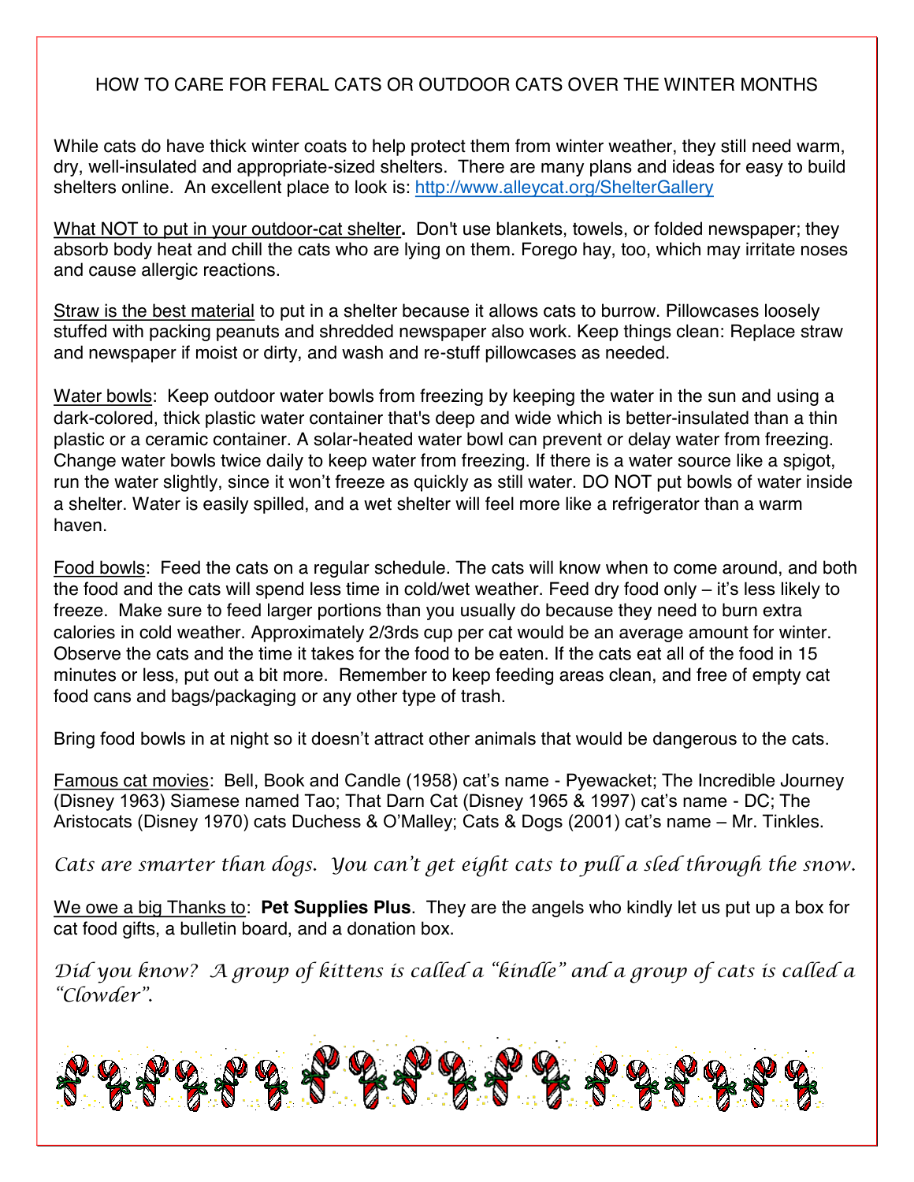# HOW TO CARE FOR FERAL CATS OR OUTDOOR CATS OVER THE WINTER MONTHS

While cats do have thick winter coats to help protect them from winter weather, they still need warm, dry, well-insulated and appropriate-sized shelters. There are many plans and ideas for easy to build shelters online. An excellent place to look is: [http://www.alleycat.org/ShelterGallery](http://www.alleycat.org/ShelterGallery)

What NOT to put in your outdoor-cat shelter**.** Don't use blankets, towels, or folded newspaper; they absorb body heat and chill the cats who are lying on them. Forego hay, too, which may irritate noses and cause allergic reactions.

Straw is the best material to put in a shelter because it allows cats to burrow. Pillowcases loosely stuffed with packing peanuts and shredded newspaper also work. Keep things clean: Replace straw and newspaper if moist or dirty, and wash and re-stuff pillowcases as needed.

Water bowls: Keep outdoor water bowls from freezing by keeping the water in the sun and using a dark-colored, thick plastic water container that's deep and wide which is better-insulated than a thin plastic or a ceramic container. A solar-heated water bowl can prevent or delay water from freezing. Change water bowls twice daily to keep water from freezing. If there is a water source like a spigot, run the water slightly, since it won't freeze as quickly as still water. DO NOT put bowls of water inside a shelter. Water is easily spilled, and a wet shelter will feel more like a refrigerator than a warm haven.

Food bowls: Feed the cats on a regular schedule. The cats will know when to come around, and both the food and the cats will spend less time in cold/wet weather. Feed dry food only – it's less likely to freeze. Make sure to feed larger portions than you usually do because they need to burn extra calories in cold weather. Approximately 2/3rds cup per cat would be an average amount for winter. Observe the cats and the time it takes for the food to be eaten. If the cats eat all of the food in 15 minutes or less, put out a bit more. Remember to keep feeding areas clean, and free of empty cat food cans and bags/packaging or any other type of trash.

Bring food bowls in at night so it doesn't attract other animals that would be dangerous to the cats.

Famous cat movies: Bell, Book and Candle (1958) cat's name - Pyewacket; The Incredible Journey (Disney 1963) Siamese named Tao; That Darn Cat (Disney 1965 & 1997) cat's name - DC; The Aristocats (Disney 1970) cats Duchess & O'Malley; Cats & Dogs (2001) cat's name – Mr. Tinkles.

*Cats are smarter than dogs. You can't get eight cats to pull a sled through the snow.*

We owe a big Thanks to: **Pet Supplies Plus**. They are the angels who kindly let us put up a box for cat food gifts, a bulletin board, and a donation box.

*Did you know? A group of kittens is called a "kindle" and a group of cats is called a "Clowder".*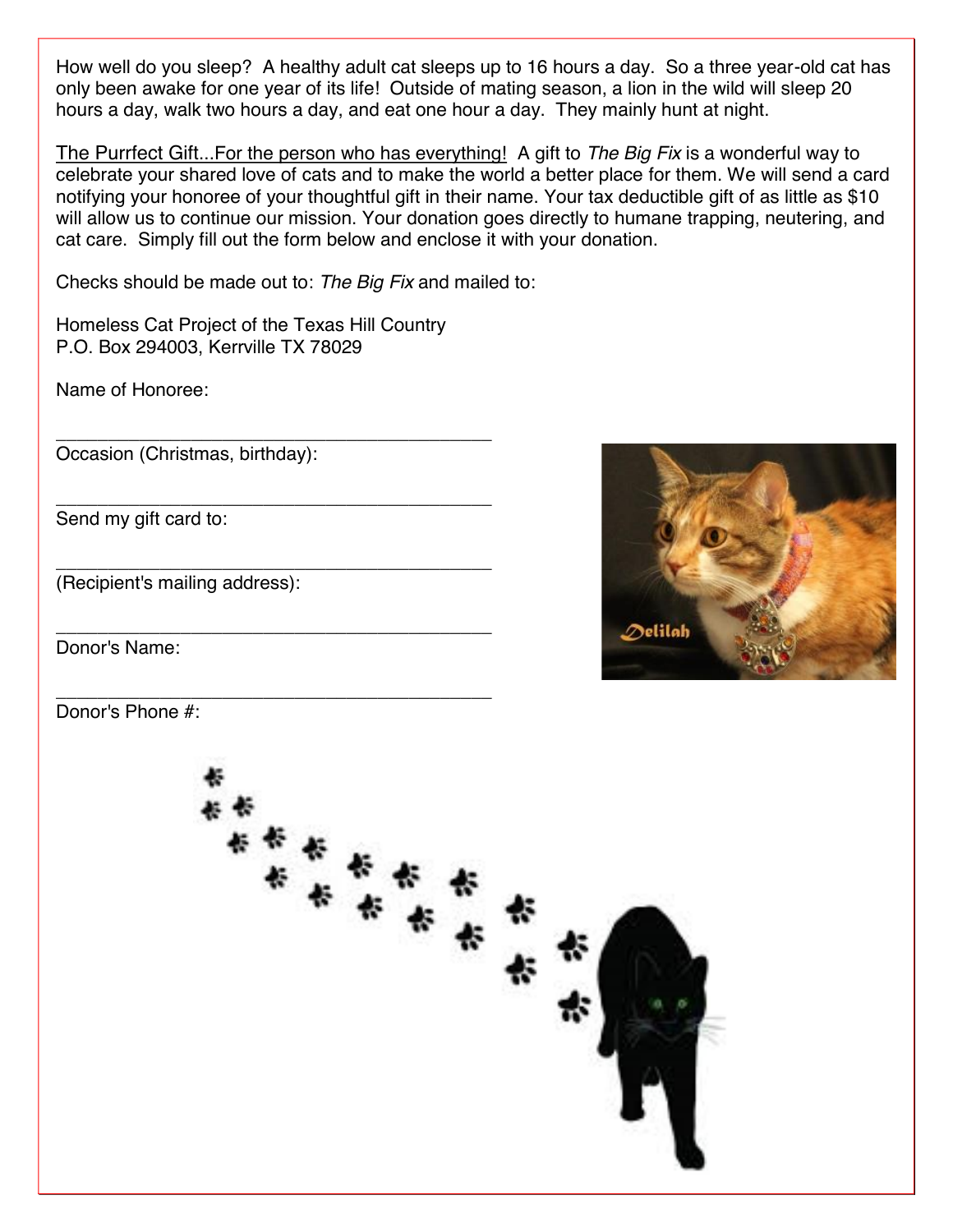How well do you sleep? A healthy adult cat sleeps up to 16 hours a day. So a three year-old cat has only been awake for one year of its life! Outside of mating season, a lion in the wild will sleep 20 hours a day, walk two hours a day, and eat one hour a day. They mainly hunt at night.

The Purrfect Gift...For the person who has everything! A gift to *The Big Fix* is a wonderful way to celebrate your shared love of cats and to make the world a better place for them. We will send a card notifying your honoree of your thoughtful gift in their name. Your tax deductible gift of as little as $10 will allow us to continue our mission. Your donation goes directly to humane trapping, neutering, and cat care. Simply fill out the form below and enclose it with your donation.

Checks should be made out to: *The Big Fix* and mailed to:

Homeless Cat Project of the Texas Hill Country
P.O. Box 294003, Kerrville TX 78029

Name of Honoree:

_____________________________________________

Occasion (Christmas, birthday):

_____________________________________________

Send my gift card to:

_____________________________________________

(Recipient's mailing address):

_____________________________________________

Donor's Name:

_____________________________________________

Donor's Phone #: